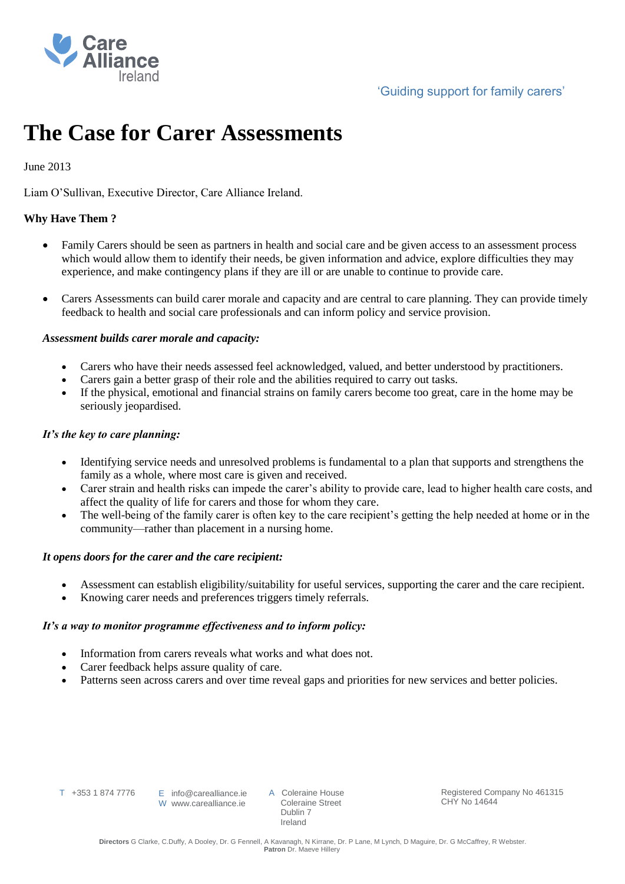Care Alliance Ireland

'Guiding support for family carers'

# The Case for Carer Assessments

June 2013

Liam O'Sullivan, Executive Director, Care Alliance Ireland.

**Why Have Them ?**

- Family Carers should be seen as partners in health and social care and be given access to an assessment process which would allow them to identify their needs, be given information and advice, explore difficulties they may experience, and make contingency plans if they are ill or are unable to continue to provide care.

- Carers Assessments can build carer morale and capacity and are central to care planning. They can provide timely feedback to health and social care professionals and can inform policy and service provision.

***Assessment builds carer morale and capacity:***

- Carers who have their needs assessed feel acknowledged, valued, and better understood by practitioners.
- Carers gain a better grasp of their role and the abilities required to carry out tasks.
- If the physical, emotional and financial strains on family carers become too great, care in the home may be seriously jeopardised.

***It's the key to care planning:***

- Identifying service needs and unresolved problems is fundamental to a plan that supports and strengthens the family as a whole, where most care is given and received.
- Carer strain and health risks can impede the carer's ability to provide care, lead to higher health care costs, and affect the quality of life for carers and those for whom they care.
- The well-being of the family carer is often key to the care recipient's getting the help needed at home or in the community—rather than placement in a nursing home.

***It opens doors for the carer and the care recipient:***

- Assessment can establish eligibility/suitability for useful services, supporting the carer and the care recipient.
- Knowing carer needs and preferences triggers timely referrals.

***It's a way to monitor programme effectiveness and to inform policy:***

- Information from carers reveals what works and what does not.
- Carer feedback helps assure quality of care.
- Patterns seen across carers and over time reveal gaps and priorities for new services and better policies.

T +353 1 874 7776
E info@carealliance.ie
W www.carealliance.ie
A Coleraine House, Coleraine Street, Dublin 7, Ireland
Registered Company No 461315
CHY No 14644

**Directors** G Clarke, C.Duffy, A Dooley, Dr. G Fennell, A Kavanagh, N Kirrane, Dr. P Lane, M Lynch, D Maguire, Dr. G McCaffrey, R Webster.
**Patron** Dr. Maeve Hillery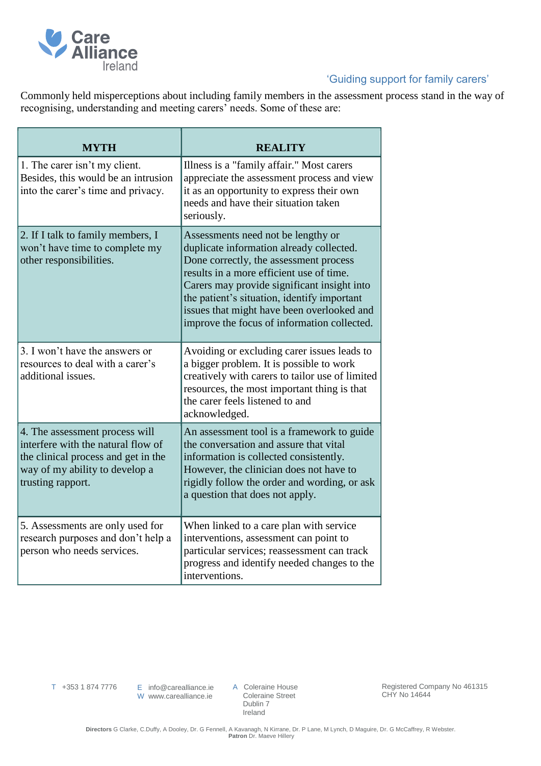'Guiding support for family carers'

Commonly held misperceptions about including family members in the assessment process stand in the way of recognising, understanding and meeting carers' needs. Some of these are:

| MYTH | REALITY |
|---|---|
| 1. The carer isn't my client. Besides, this would be an intrusion into the carer's time and privacy. | Illness is a "family affair." Most carers appreciate the assessment process and view it as an opportunity to express their own needs and have their situation taken seriously. |
| 2. If I talk to family members, I won't have time to complete my other responsibilities. | Assessments need not be lengthy or duplicate information already collected. Done correctly, the assessment process results in a more efficient use of time. Carers may provide significant insight into the patient's situation, identify important issues that might have been overlooked and improve the focus of information collected. |
| 3. I won't have the answers or resources to deal with a carer's additional issues. | Avoiding or excluding carer issues leads to a bigger problem. It is possible to work creatively with carers to tailor use of limited resources, the most important thing is that the carer feels listened to and acknowledged. |
| 4. The assessment process will interfere with the natural flow of the clinical process and get in the way of my ability to develop a trusting rapport. | An assessment tool is a framework to guide the conversation and assure that vital information is collected consistently. However, the clinician does not have to rigidly follow the order and wording, or ask a question that does not apply. |
| 5. Assessments are only used for research purposes and don't help a person who needs services. | When linked to a care plan with service interventions, assessment can point to particular services; reassessment can track progress and identify needed changes to the interventions. |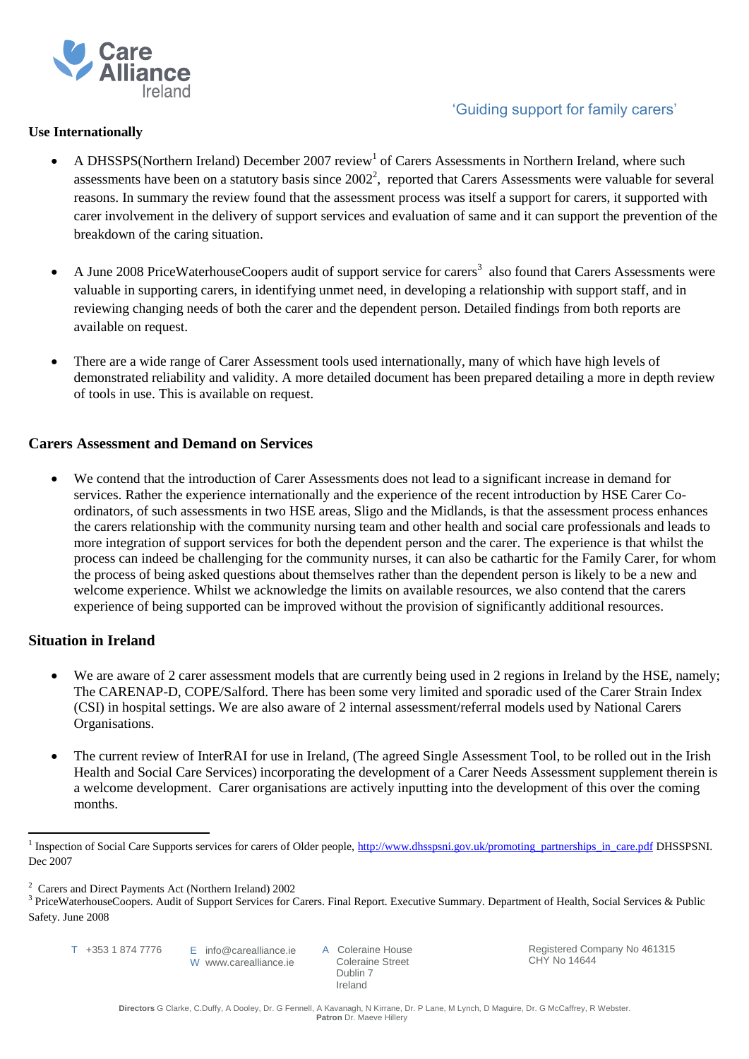**Use Internationally**

- A DHSSPS(Northern Ireland) December 2007 review[1] of Carers Assessments in Northern Ireland, where such assessments have been on a statutory basis since 2002[2], reported that Carers Assessments were valuable for several reasons. In summary the review found that the assessment process was itself a support for carers, it supported with carer involvement in the delivery of support services and evaluation of same and it can support the prevention of the breakdown of the caring situation.

- A June 2008 PriceWaterhouseCoopers audit of support service for carers[3] also found that Carers Assessments were valuable in supporting carers, in identifying unmet need, in developing a relationship with support staff, and in reviewing changing needs of both the carer and the dependent person. Detailed findings from both reports are available on request.

- There are a wide range of Carer Assessment tools used internationally, many of which have high levels of demonstrated reliability and validity. A more detailed document has been prepared detailing a more in depth review of tools in use. This is available on request.

**Carers Assessment and Demand on Services**

- We contend that the introduction of Carer Assessments does not lead to a significant increase in demand for services. Rather the experience internationally and the experience of the recent introduction by HSE Carer Co-ordinators, of such assessments in two HSE areas, Sligo and the Midlands, is that the assessment process enhances the carers relationship with the community nursing team and other health and social care professionals and leads to more integration of support services for both the dependent person and the carer. The experience is that whilst the process can indeed be challenging for the community nurses, it can also be cathartic for the Family Carer, for whom the process of being asked questions about themselves rather than the dependent person is likely to be a new and welcome experience. Whilst we acknowledge the limits on available resources, we also contend that the carers experience of being supported can be improved without the provision of significantly additional resources.

**Situation in Ireland**

- We are aware of 2 carer assessment models that are currently being used in 2 regions in Ireland by the HSE, namely; The CARENAP-D, COPE/Salford. There has been some very limited and sporadic used of the Carer Strain Index (CSI) in hospital settings. We are also aware of 2 internal assessment/referral models used by National Carers Organisations.

- The current review of InterRAI for use in Ireland, (The agreed Single Assessment Tool, to be rolled out in the Irish Health and Social Care Services) incorporating the development of a Carer Needs Assessment supplement therein is a welcome development. Carer organisations are actively inputting into the development of this over the coming months.

---

[1] Inspection of Social Care Supports services for carers of Older people, http://www.dhsspsni.gov.uk/promoting_partnerships_in_care.pdf DHSSPSNI. Dec 2007

[2] Carers and Direct Payments Act (Northern Ireland) 2002

[3] PriceWaterhouseCoopers. Audit of Support Services for Carers. Final Report. Executive Summary. Department of Health, Social Services & Public Safety. June 2008